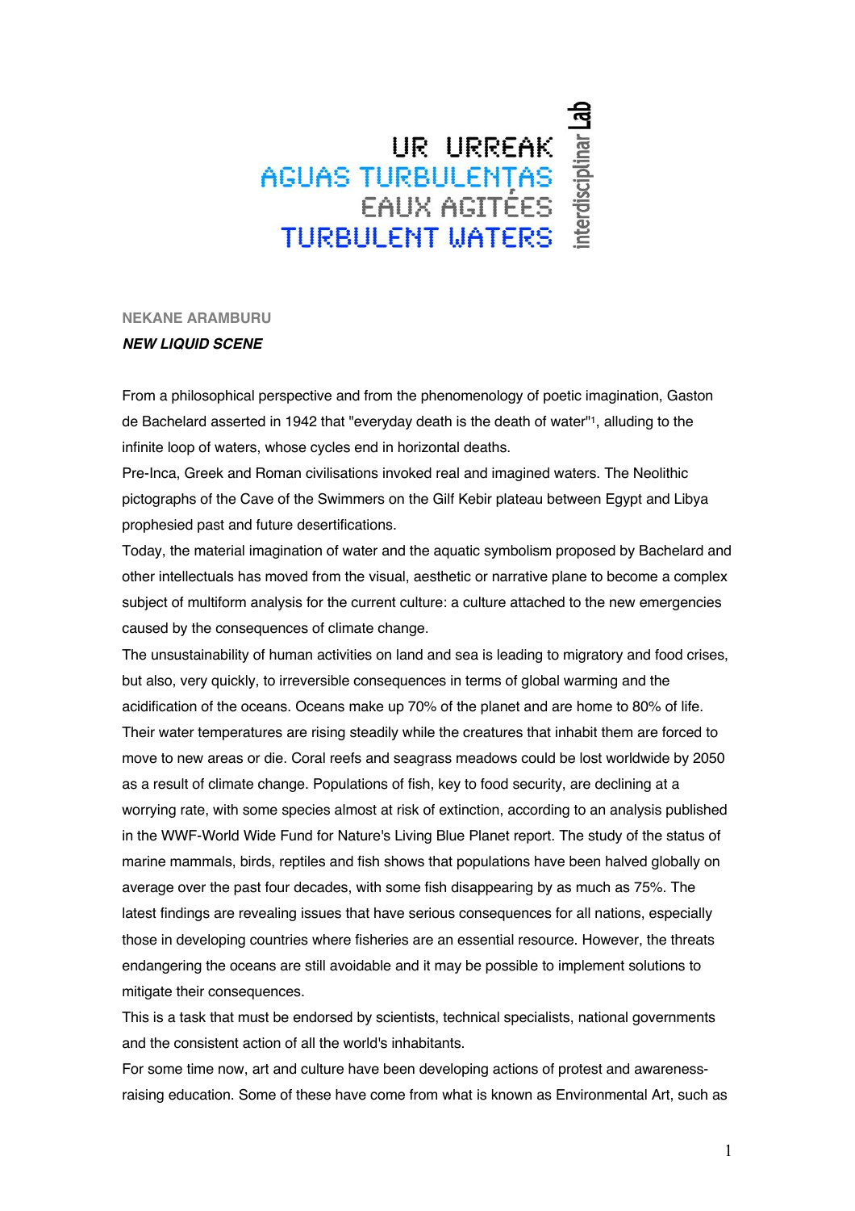# UR URREAK
# AGUAS TURBULENTAS
# EAUX AGITÉES
# TURBULENT WATERS

interdisciplinar Lab

**NEKANE ARAMBURU**

***NEW LIQUID SCENE***

From a philosophical perspective and from the phenomenology of poetic imagination, Gaston de Bachelard asserted in 1942 that "everyday death is the death of water"[1], alluding to the infinite loop of waters, whose cycles end in horizontal deaths.

Pre-Inca, Greek and Roman civilisations invoked real and imagined waters. The Neolithic pictographs of the Cave of the Swimmers on the Gilf Kebir plateau between Egypt and Libya prophesied past and future desertifications.

Today, the material imagination of water and the aquatic symbolism proposed by Bachelard and other intellectuals has moved from the visual, aesthetic or narrative plane to become a complex subject of multiform analysis for the current culture: a culture attached to the new emergencies caused by the consequences of climate change.

The unsustainability of human activities on land and sea is leading to migratory and food crises, but also, very quickly, to irreversible consequences in terms of global warming and the acidification of the oceans. Oceans make up 70% of the planet and are home to 80% of life. Their water temperatures are rising steadily while the creatures that inhabit them are forced to move to new areas or die. Coral reefs and seagrass meadows could be lost worldwide by 2050 as a result of climate change. Populations of fish, key to food security, are declining at a worrying rate, with some species almost at risk of extinction, according to an analysis published in the WWF-World Wide Fund for Nature's Living Blue Planet report. The study of the status of marine mammals, birds, reptiles and fish shows that populations have been halved globally on average over the past four decades, with some fish disappearing by as much as 75%. The latest findings are revealing issues that have serious consequences for all nations, especially those in developing countries where fisheries are an essential resource. However, the threats endangering the oceans are still avoidable and it may be possible to implement solutions to mitigate their consequences.

This is a task that must be endorsed by scientists, technical specialists, national governments and the consistent action of all the world's inhabitants.

For some time now, art and culture have been developing actions of protest and awareness-raising education. Some of these have come from what is known as Environmental Art, such as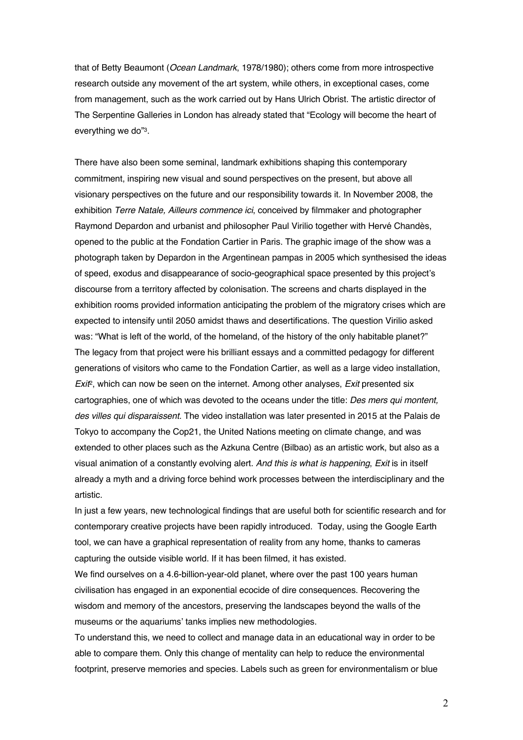that of Betty Beaumont (*Ocean Landmark*, 1978/1980); others come from more introspective research outside any movement of the art system, while others, in exceptional cases, come from management, such as the work carried out by Hans Ulrich Obrist. The artistic director of The Serpentine Galleries in London has already stated that "Ecology will become the heart of everything we do"[3].

There have also been some seminal, landmark exhibitions shaping this contemporary commitment, inspiring new visual and sound perspectives on the present, but above all visionary perspectives on the future and our responsibility towards it. In November 2008, the exhibition *Terre Natale, Ailleurs commence ici*, conceived by filmmaker and photographer Raymond Depardon and urbanist and philosopher Paul Virilio together with Hervé Chandès, opened to the public at the Fondation Cartier in Paris. The graphic image of the show was a photograph taken by Depardon in the Argentinean pampas in 2005 which synthesised the ideas of speed, exodus and disappearance of socio-geographical space presented by this project's discourse from a territory affected by colonisation. The screens and charts displayed in the exhibition rooms provided information anticipating the problem of the migratory crises which are expected to intensify until 2050 amidst thaws and desertifications. The question Virilio asked was: "What is left of the world, of the homeland, of the history of the only habitable planet?" The legacy from that project were his brilliant essays and a committed pedagogy for different generations of visitors who came to the Fondation Cartier, as well as a large video installation, *Exit*[2], which can now be seen on the internet. Among other analyses, *Exit* presented six cartographies, one of which was devoted to the oceans under the title: *Des mers qui montent, des villes qui disparaissent*. The video installation was later presented in 2015 at the Palais de Tokyo to accompany the Cop21, the United Nations meeting on climate change, and was extended to other places such as the Azkuna Centre (Bilbao) as an artistic work, but also as a visual animation of a constantly evolving alert. *And this is what is happening*, *Exit* is in itself already a myth and a driving force behind work processes between the interdisciplinary and the artistic.

In just a few years, new technological findings that are useful both for scientific research and for contemporary creative projects have been rapidly introduced. Today, using the Google Earth tool, we can have a graphical representation of reality from any home, thanks to cameras capturing the outside visible world. If it has been filmed, it has existed.

We find ourselves on a 4.6-billion-year-old planet, where over the past 100 years human civilisation has engaged in an exponential ecocide of dire consequences. Recovering the wisdom and memory of the ancestors, preserving the landscapes beyond the walls of the museums or the aquariums' tanks implies new methodologies.

To understand this, we need to collect and manage data in an educational way in order to be able to compare them. Only this change of mentality can help to reduce the environmental footprint, preserve memories and species. Labels such as green for environmentalism or blue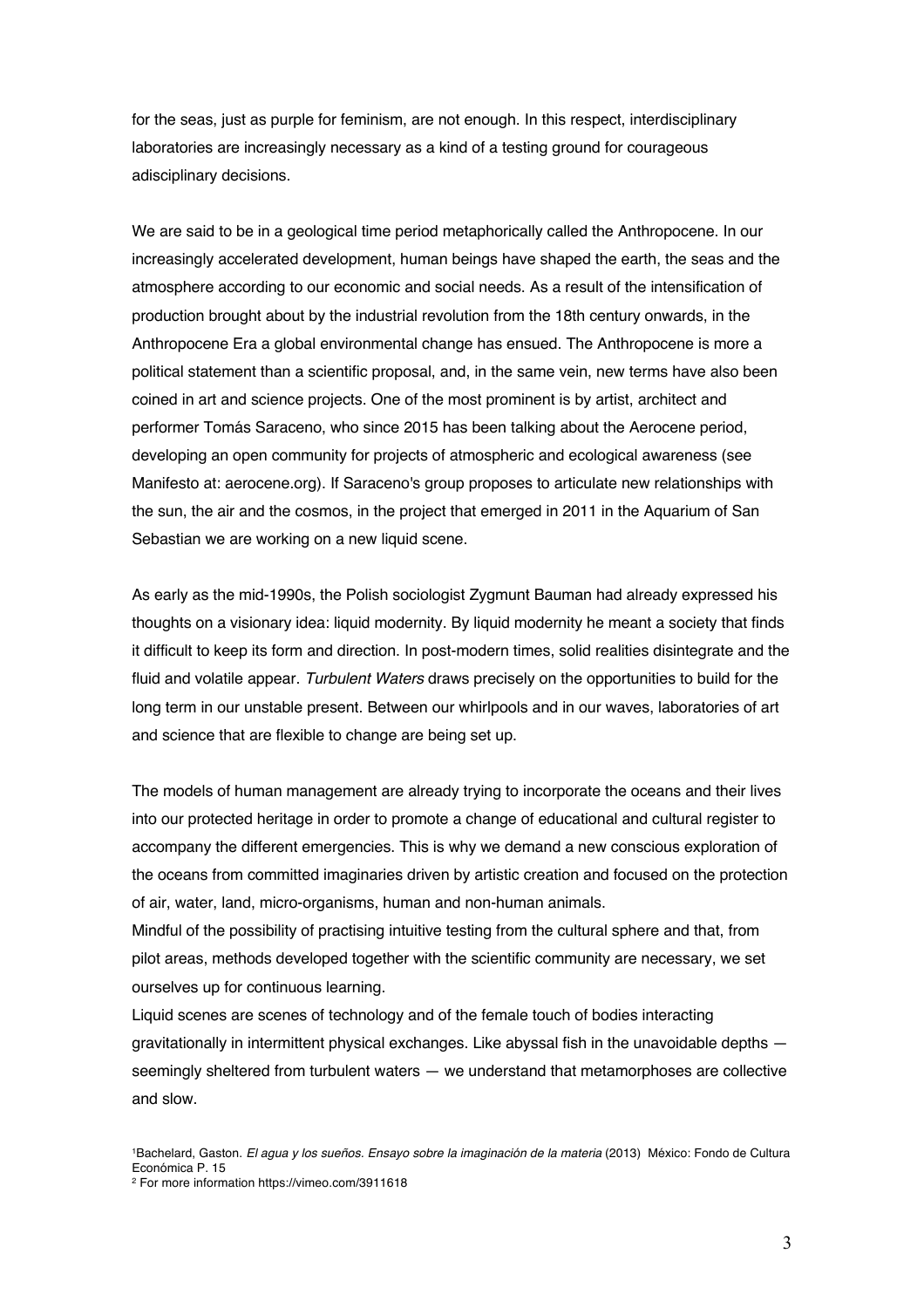for the seas, just as purple for feminism, are not enough. In this respect, interdisciplinary laboratories are increasingly necessary as a kind of a testing ground for courageous adisciplinary decisions.

We are said to be in a geological time period metaphorically called the Anthropocene. In our increasingly accelerated development, human beings have shaped the earth, the seas and the atmosphere according to our economic and social needs. As a result of the intensification of production brought about by the industrial revolution from the 18th century onwards, in the Anthropocene Era a global environmental change has ensued. The Anthropocene is more a political statement than a scientific proposal, and, in the same vein, new terms have also been coined in art and science projects. One of the most prominent is by artist, architect and performer Tomás Saraceno, who since 2015 has been talking about the Aerocene period, developing an open community for projects of atmospheric and ecological awareness (see Manifesto at: aerocene.org). If Saraceno's group proposes to articulate new relationships with the sun, the air and the cosmos, in the project that emerged in 2011 in the Aquarium of San Sebastian we are working on a new liquid scene.

As early as the mid-1990s, the Polish sociologist Zygmunt Bauman had already expressed his thoughts on a visionary idea: liquid modernity. By liquid modernity he meant a society that finds it difficult to keep its form and direction. In post-modern times, solid realities disintegrate and the fluid and volatile appear. *Turbulent Waters* draws precisely on the opportunities to build for the long term in our unstable present. Between our whirlpools and in our waves, laboratories of art and science that are flexible to change are being set up.

The models of human management are already trying to incorporate the oceans and their lives into our protected heritage in order to promote a change of educational and cultural register to accompany the different emergencies. This is why we demand a new conscious exploration of the oceans from committed imaginaries driven by artistic creation and focused on the protection of air, water, land, micro-organisms, human and non-human animals.

Mindful of the possibility of practising intuitive testing from the cultural sphere and that, from pilot areas, methods developed together with the scientific community are necessary, we set ourselves up for continuous learning.

Liquid scenes are scenes of technology and of the female touch of bodies interacting gravitationally in intermittent physical exchanges. Like abyssal fish in the unavoidable depths — seemingly sheltered from turbulent waters — we understand that metamorphoses are collective and slow.

[1] Bachelard, Gaston. *El agua y los sueños. Ensayo sobre la imaginación de la materia* (2013) México: Fondo de Cultura Económica P. 15

[2] For more information https://vimeo.com/3911618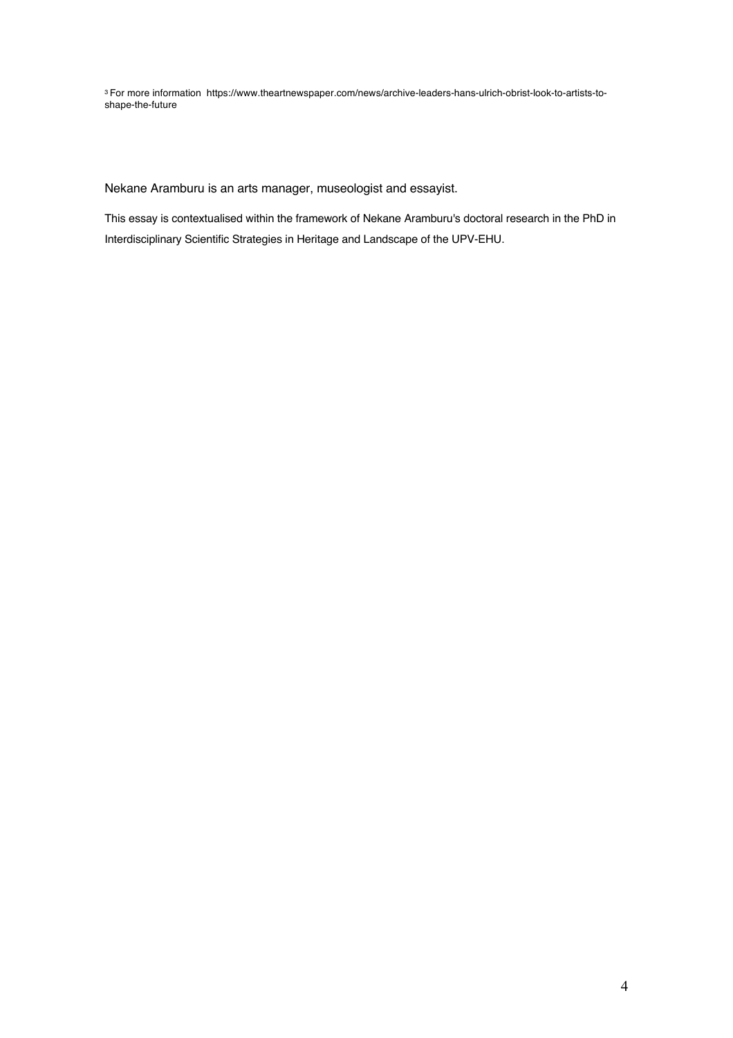[3] For more information https://www.theartnewspaper.com/news/archive-leaders-hans-ulrich-obrist-look-to-artists-to-shape-the-future

Nekane Aramburu is an arts manager, museologist and essayist.

This essay is contextualised within the framework of Nekane Aramburu's doctoral research in the PhD in Interdisciplinary Scientific Strategies in Heritage and Landscape of the UPV-EHU.